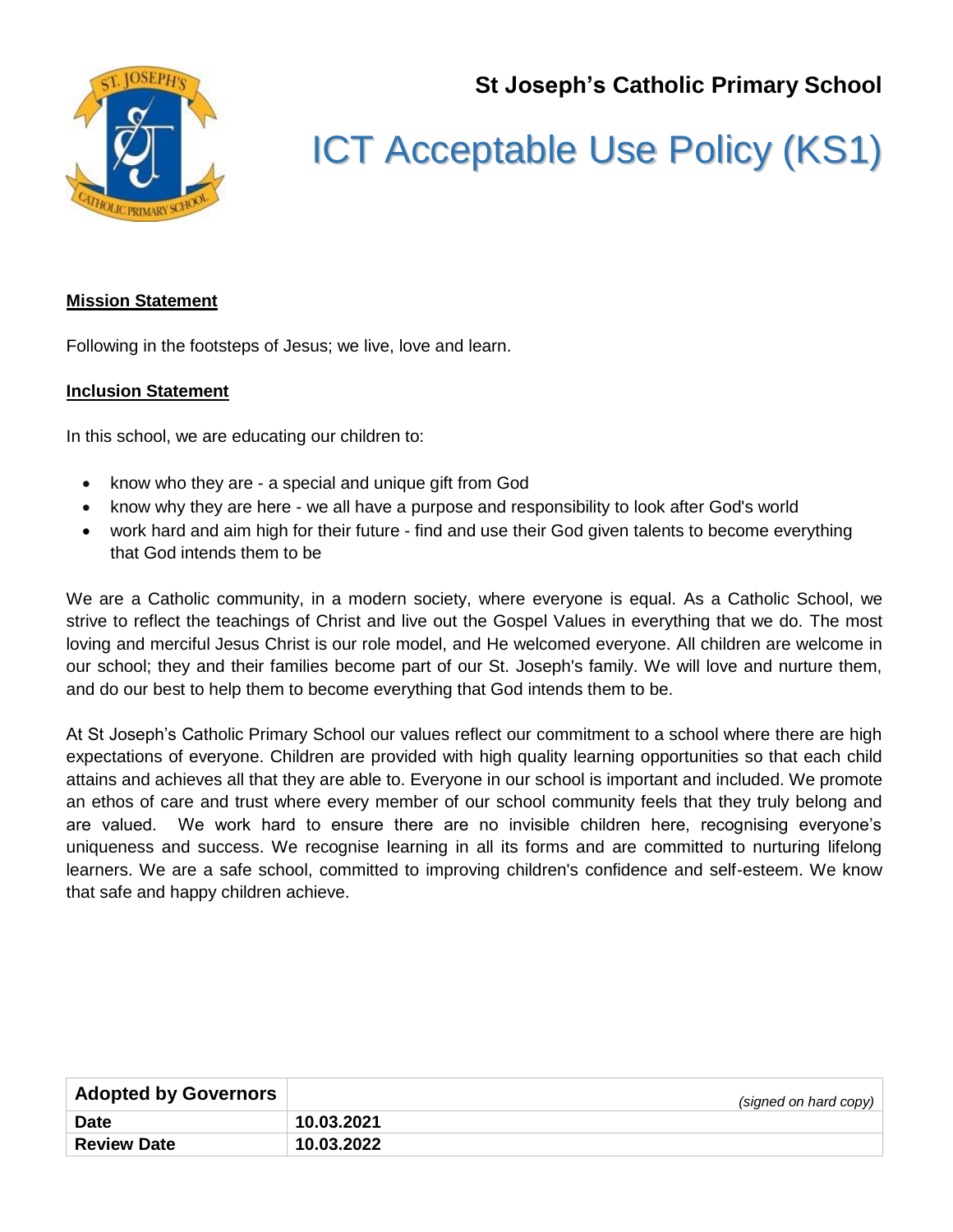**St Joseph's Catholic Primary School**

# ICT Acceptable Use Policy (KS1)

**Mission Statement**

Following in the footsteps of Jesus; we live, love and learn.

**Inclusion Statement**

In this school, we are educating our children to:

- know who they are - a special and unique gift from God
- know why they are here - we all have a purpose and responsibility to look after God's world
- work hard and aim high for their future - find and use their God given talents to become everything that God intends them to be

We are a Catholic community, in a modern society, where everyone is equal. As a Catholic School, we strive to reflect the teachings of Christ and live out the Gospel Values in everything that we do. The most loving and merciful Jesus Christ is our role model, and He welcomed everyone. All children are welcome in our school; they and their families become part of our St. Joseph's family. We will love and nurture them, and do our best to help them to become everything that God intends them to be.

At St Joseph's Catholic Primary School our values reflect our commitment to a school where there are high expectations of everyone. Children are provided with high quality learning opportunities so that each child attains and achieves all that they are able to. Everyone in our school is important and included. We promote an ethos of care and trust where every member of our school community feels that they truly belong and are valued. We work hard to ensure there are no invisible children here, recognising everyone's uniqueness and success. We recognise learning in all its forms and are committed to nurturing lifelong learners. We are a safe school, committed to improving children's confidence and self-esteem. We know that safe and happy children achieve.

| **Adopted by Governors** | *(signed on hard copy)* |
|---|---|
| **Date** | **10.03.2021** |
| **Review Date** | **10.03.2022** |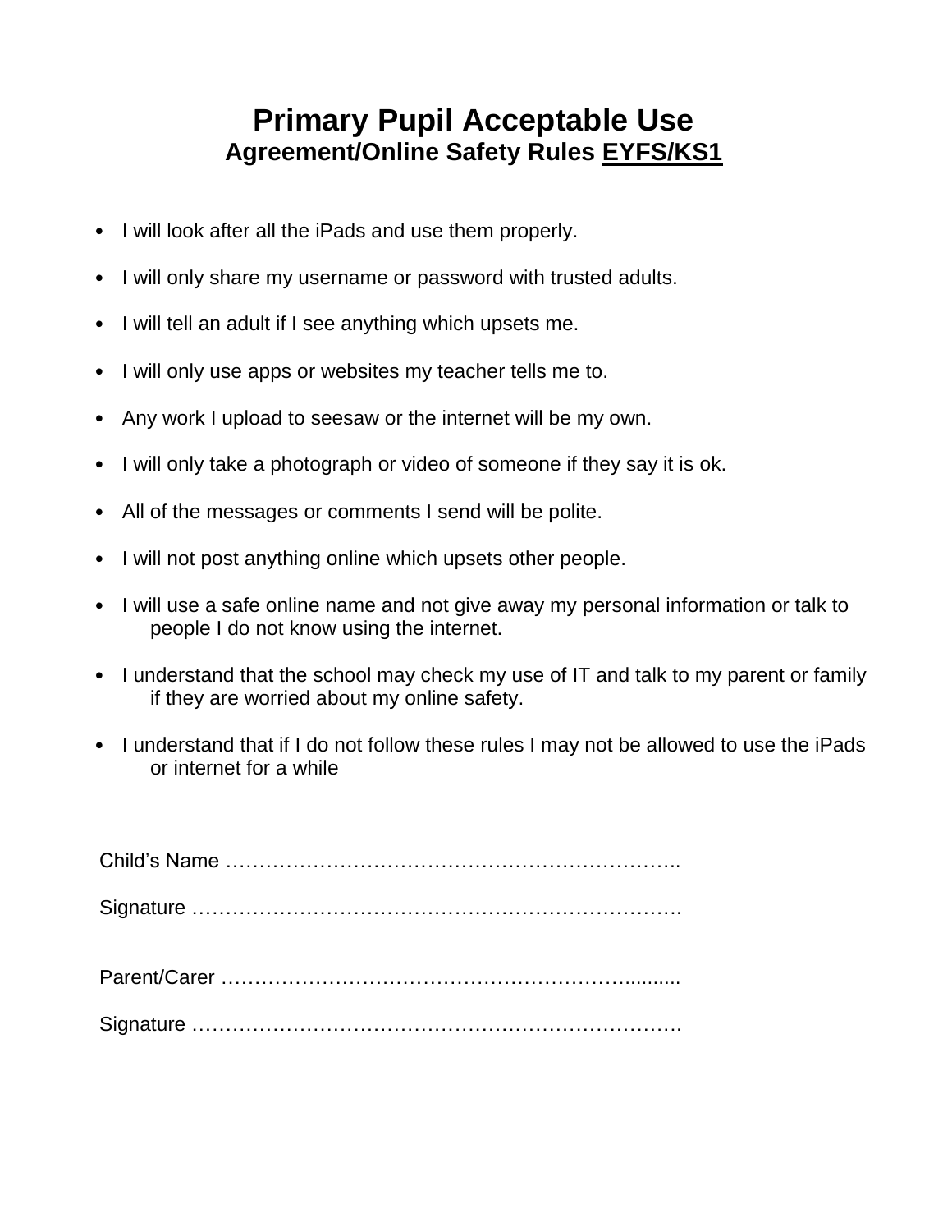# Primary Pupil Acceptable Use
## Agreement/Online Safety Rules <u>EYFS/KS1</u>

- I will look after all the iPads and use them properly.
- I will only share my username or password with trusted adults.
- I will tell an adult if I see anything which upsets me.
- I will only use apps or websites my teacher tells me to.
- Any work I upload to seesaw or the internet will be my own.
- I will only take a photograph or video of someone if they say it is ok.
- All of the messages or comments I send will be polite.
- I will not post anything online which upsets other people.
- I will use a safe online name and not give away my personal information or talk to people I do not know using the internet.
- I understand that the school may check my use of IT and talk to my parent or family if they are worried about my online safety.
- I understand that if I do not follow these rules I may not be allowed to use the iPads or internet for a while

Child's Name …………………………………………………………..

Signature ……………………………………………………………….

Parent/Carer ………………………………………………………..........

Signature ……………………………………………………………….